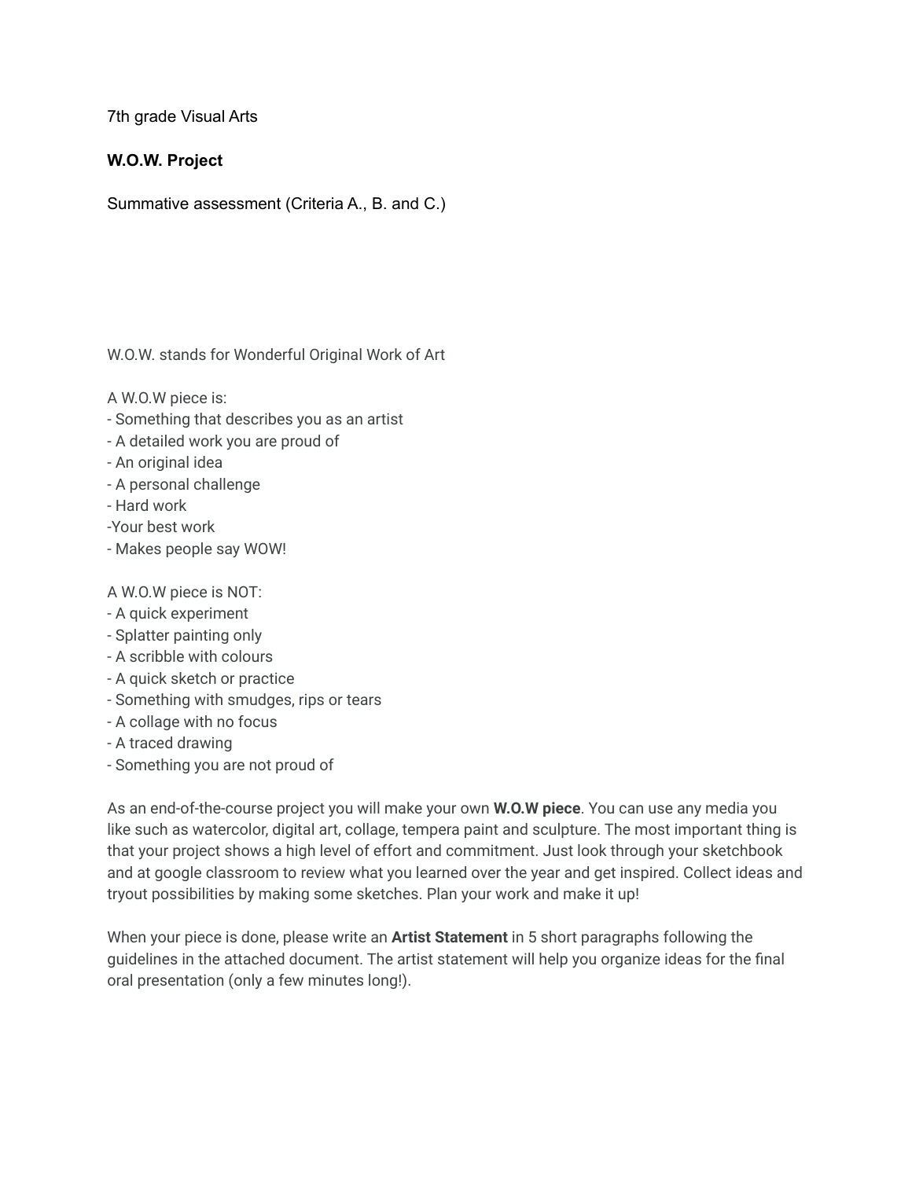7th grade Visual Arts

**W.O.W. Project**

Summative assessment (Criteria A., B. and C.)

W.O.W. stands for Wonderful Original Work of Art

A W.O.W piece is:
- Something that describes you as an artist
- A detailed work you are proud of
- An original idea
- A personal challenge
- Hard work
- Your best work
- Makes people say WOW!

A W.O.W piece is NOT:
- A quick experiment
- Splatter painting only
- A scribble with colours
- A quick sketch or practice
- Something with smudges, rips or tears
- A collage with no focus
- A traced drawing
- Something you are not proud of

As an end-of-the-course project you will make your own **W.O.W piece**. You can use any media you like such as watercolor, digital art, collage, tempera paint and sculpture. The most important thing is that your project shows a high level of effort and commitment. Just look through your sketchbook and at google classroom to review what you learned over the year and get inspired. Collect ideas and tryout possibilities by making some sketches. Plan your work and make it up!

When your piece is done, please write an **Artist Statement** in 5 short paragraphs following the guidelines in the attached document. The artist statement will help you organize ideas for the final oral presentation (only a few minutes long!).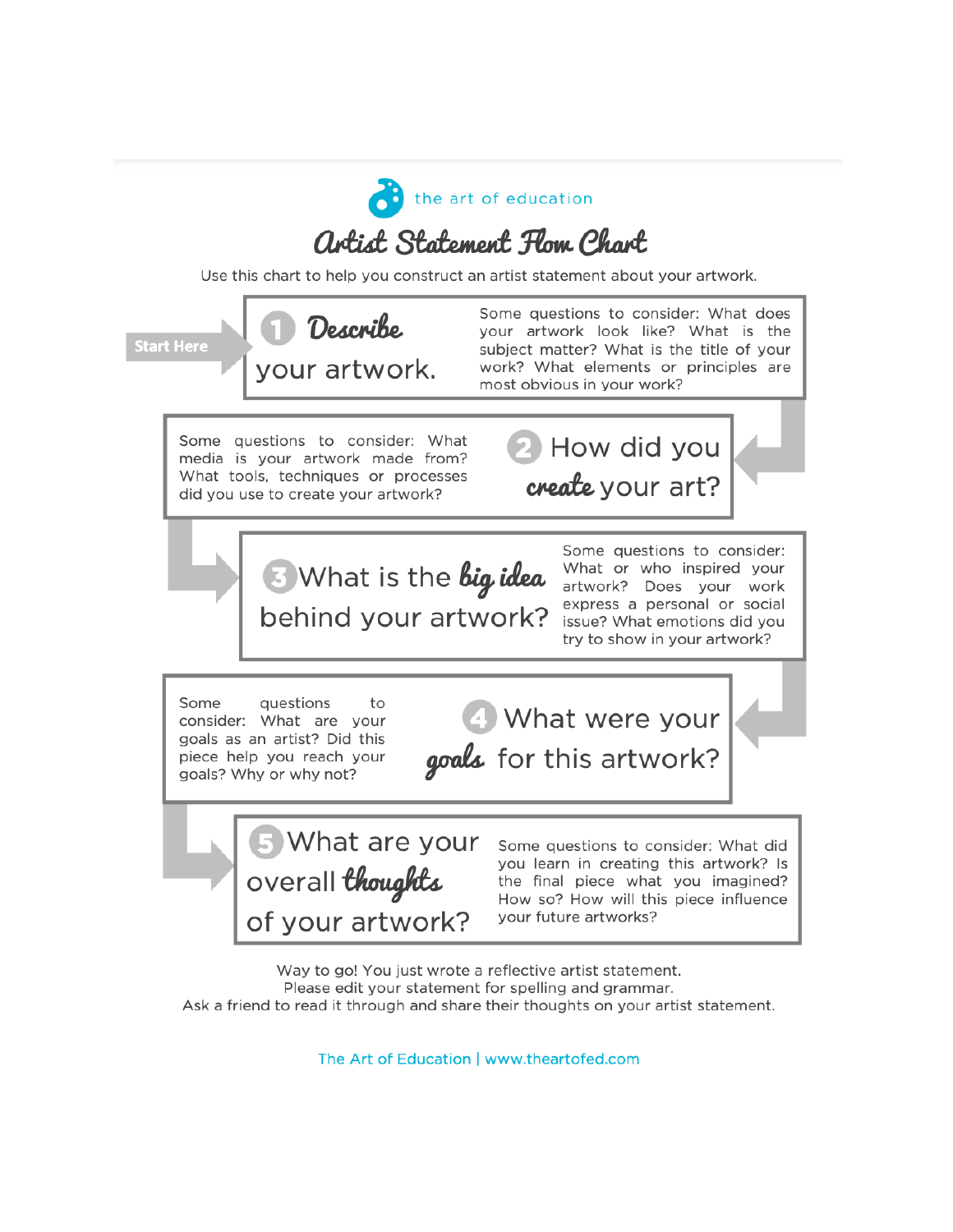the art of education

# Artist Statement Flow Chart

Use this chart to help you construct an artist statement about your artwork.

Start Here

## 1 Describe your artwork.

Some questions to consider: What does your artwork look like? What is the subject matter? What is the title of your work? What elements or principles are most obvious in your work?

## 2 How did you create your art?

Some questions to consider: What media is your artwork made from? What tools, techniques or processes did you use to create your artwork?

## 3 What is the big idea behind your artwork?

Some questions to consider: What or who inspired your artwork? Does your work express a personal or social issue? What emotions did you try to show in your artwork?

## 4 What were your goals for this artwork?

Some questions to consider: What are your goals as an artist? Did this piece help you reach your goals? Why or why not?

## 5 What are your overall thoughts of your artwork?

Some questions to consider: What did you learn in creating this artwork? Is the final piece what you imagined? How so? How will this piece influence your future artworks?

Way to go! You just wrote a reflective artist statement.
Please edit your statement for spelling and grammar.
Ask a friend to read it through and share their thoughts on your artist statement.

The Art of Education | www.theartofed.com